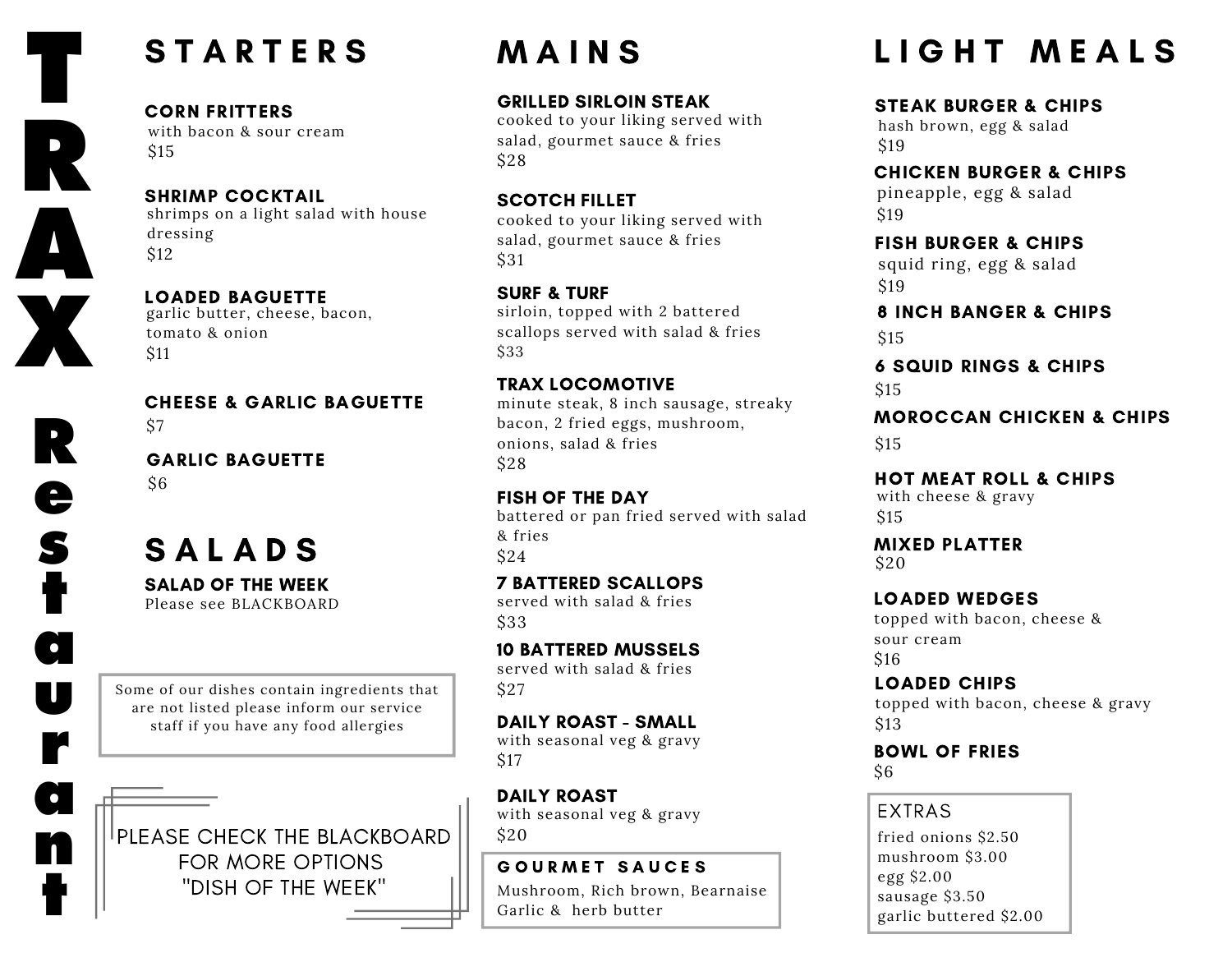# TRAX Restaurant

## STARTERS

**CORN FRITTERS**
with bacon & sour cream
$15

**SHRIMP COCKTAIL**
shrimps on a light salad with house dressing
$12

**LOADED BAGUETTE**
garlic butter, cheese, bacon, tomato & onion
$11

**CHEESE & GARLIC BAGUETTE**
$7

**GARLIC BAGUETTE**
$6

## SALADS

**SALAD OF THE WEEK**
Please see BLACKBOARD

Some of our dishes contain ingredients that are not listed please inform our service staff if you have any food allergies

PLEASE CHECK THE BLACKBOARD FOR MORE OPTIONS "DISH OF THE WEEK"

## MAINS

**GRILLED SIRLOIN STEAK**
cooked to your liking served with salad, gourmet sauce & fries
$28

**SCOTCH FILLET**
cooked to your liking served with salad, gourmet sauce & fries
$31

**SURF & TURF**
sirloin, topped with 2 battered scallops served with salad & fries
$33

**TRAX LOCOMOTIVE**
minute steak, 8 inch sausage, streaky bacon, 2 fried eggs, mushroom, onions, salad & fries
$28

**FISH OF THE DAY**
battered or pan fried served with salad & fries
$24

**7 BATTERED SCALLOPS**
served with salad & fries
$33

**10 BATTERED MUSSELS**
served with salad & fries
$27

**DAILY ROAST - SMALL**
with seasonal veg & gravy
$17

**DAILY ROAST**
with seasonal veg & gravy
$20

**GOURMET SAUCES**
Mushroom, Rich brown, Bearnaise
Garlic & herb butter

## LIGHT MEALS

**STEAK BURGER & CHIPS**
hash brown, egg & salad
$19

**CHICKEN BURGER & CHIPS**
pineapple, egg & salad
$19

**FISH BURGER & CHIPS**
squid ring, egg & salad
$19

**8 INCH BANGER & CHIPS**
$15

**6 SQUID RINGS & CHIPS**
$15

**MOROCCAN CHICKEN & CHIPS**
$15

**HOT MEAT ROLL & CHIPS**
with cheese & gravy
$15

**MIXED PLATTER**
$20

**LOADED WEDGES**
topped with bacon, cheese & sour cream
$16

**LOADED CHIPS**
topped with bacon, cheese & gravy
$13

**BOWL OF FRIES**
$6

**EXTRAS**
fried onions $2.50
mushroom $3.00
egg $2.00
sausage $3.50
garlic buttered $2.00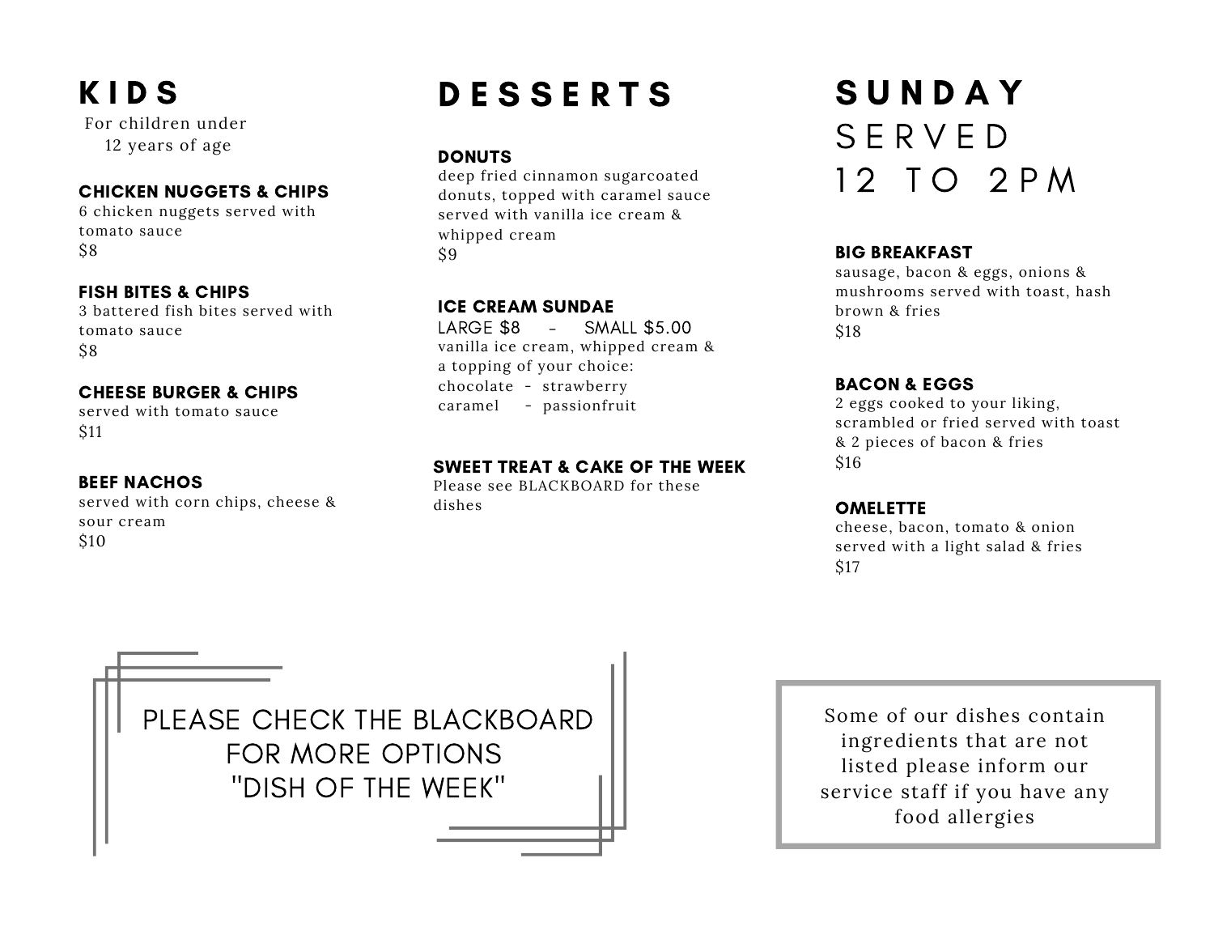# KIDS

For children under 12 years of age

### CHICKEN NUGGETS & CHIPS

6 chicken nuggets served with tomato sauce
$8

### FISH BITES & CHIPS

3 battered fish bites served with tomato sauce
$8

### CHEESE BURGER & CHIPS

served with tomato sauce
$11

### BEEF NACHOS

served with corn chips, cheese & sour cream
$10

# DESSERTS

### DONUTS

deep fried cinnamon sugarcoated donuts, topped with caramel sauce served with vanilla ice cream & whipped cream
$9

### ICE CREAM SUNDAE

LARGE $8 - SMALL $5.00
vanilla ice cream, whipped cream & a topping of your choice:
chocolate - strawberry
caramel - passionfruit

### SWEET TREAT & CAKE OF THE WEEK

Please see BLACKBOARD for these dishes

# SUNDAY

## SERVED 12 TO 2PM

### BIG BREAKFAST

sausage, bacon & eggs, onions & mushrooms served with toast, hash brown & fries
$18

### BACON & EGGS

2 eggs cooked to your liking, scrambled or fried served with toast & 2 pieces of bacon & fries
$16

### OMELETTE

cheese, bacon, tomato & onion served with a light salad & fries
$17

PLEASE CHECK THE BLACKBOARD FOR MORE OPTIONS "DISH OF THE WEEK"

Some of our dishes contain ingredients that are not listed please inform our service staff if you have any food allergies